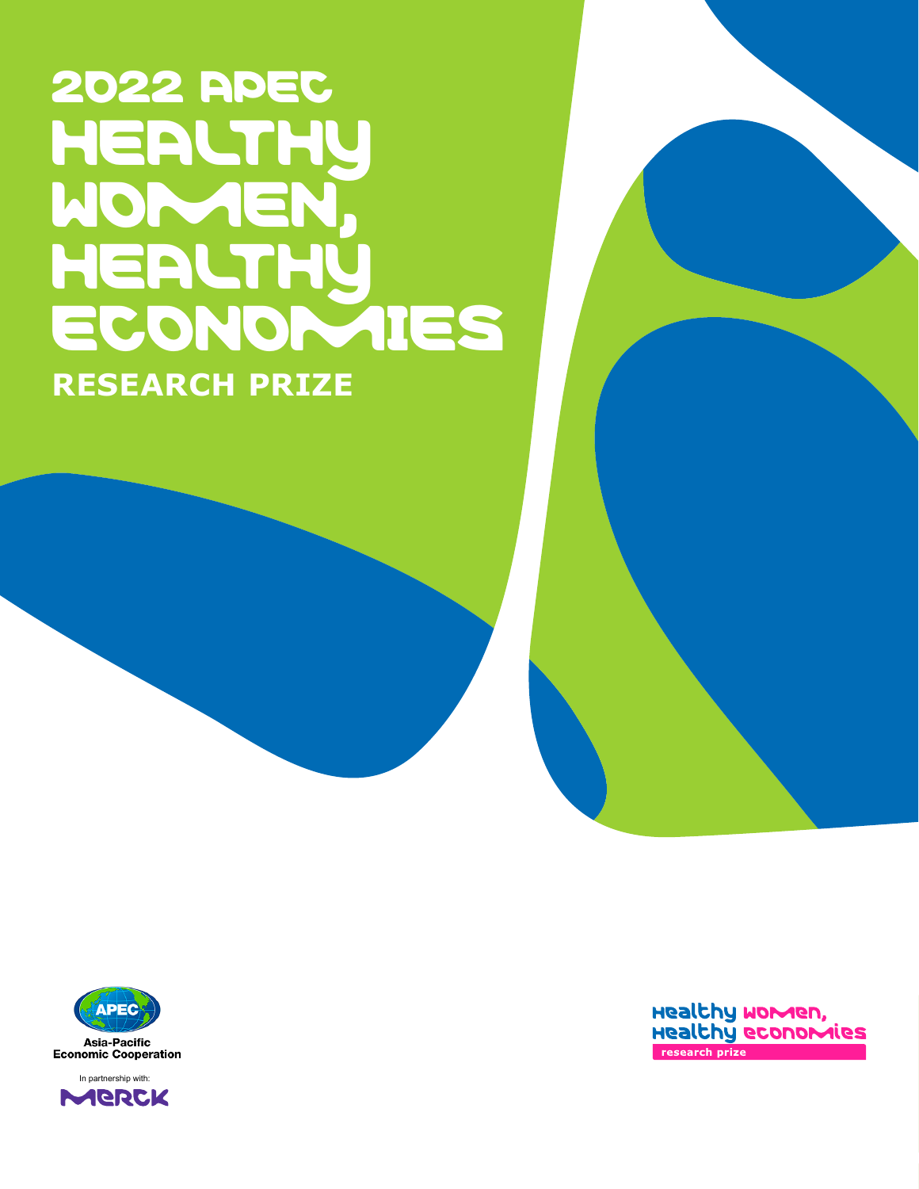# 2022 APEC HEALTHY WOMEN, HEALTHY ECONOMIES

## RESEARCH PRIZE

APEC

Asia-Pacific Economic Cooperation

In partnership with:

MERCK

Healthy women, Healthy economies

research prize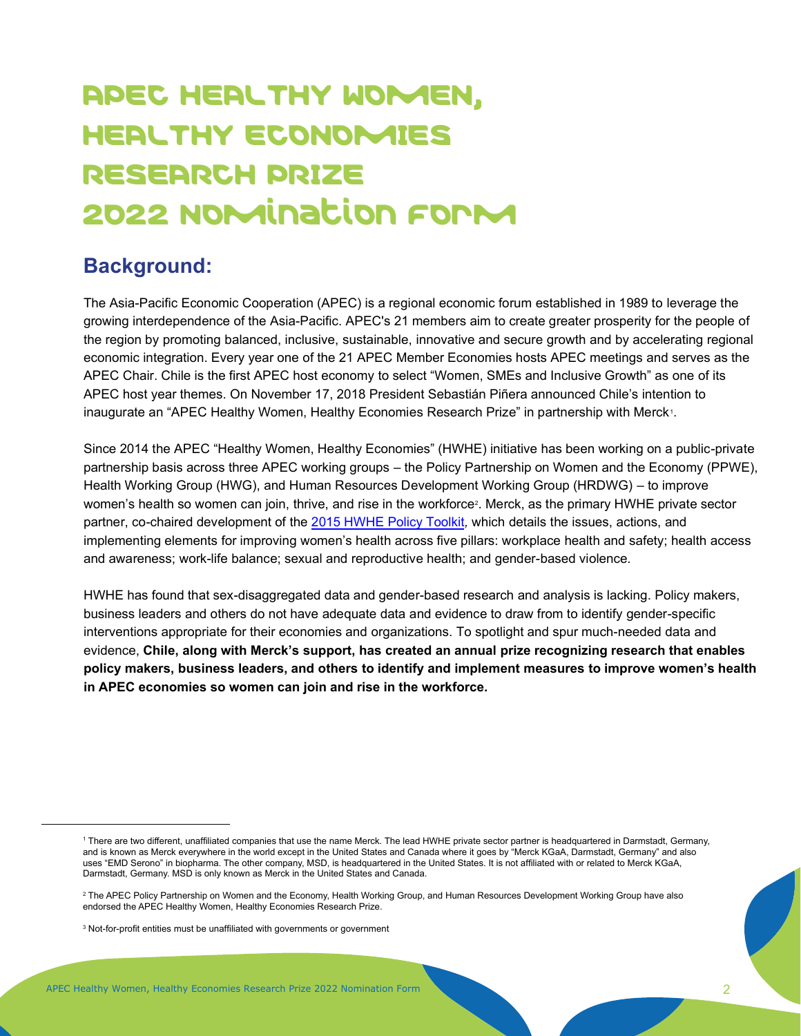# APEC Healthy Women, Healthy Economies Research Prize 2022 Nomination Form

## Background:

The Asia-Pacific Economic Cooperation (APEC) is a regional economic forum established in 1989 to leverage the growing interdependence of the Asia-Pacific. APEC's 21 members aim to create greater prosperity for the people of the region by promoting balanced, inclusive, sustainable, innovative and secure growth and by accelerating regional economic integration. Every year one of the 21 APEC Member Economies hosts APEC meetings and serves as the APEC Chair. Chile is the first APEC host economy to select "Women, SMEs and Inclusive Growth" as one of its APEC host year themes. On November 17, 2018 President Sebastián Piñera announced Chile's intention to inaugurate an "APEC Healthy Women, Healthy Economies Research Prize" in partnership with Merck[1].

Since 2014 the APEC "Healthy Women, Healthy Economies" (HWHE) initiative has been working on a public-private partnership basis across three APEC working groups – the Policy Partnership on Women and the Economy (PPWE), Health Working Group (HWG), and Human Resources Development Working Group (HRDWG) – to improve women's health so women can join, thrive, and rise in the workforce[2]. Merck, as the primary HWHE private sector partner, co-chaired development of the 2015 HWHE Policy Toolkit, which details the issues, actions, and implementing elements for improving women's health across five pillars: workplace health and safety; health access and awareness; work-life balance; sexual and reproductive health; and gender-based violence.

HWHE has found that sex-disaggregated data and gender-based research and analysis is lacking. Policy makers, business leaders and others do not have adequate data and evidence to draw from to identify gender-specific interventions appropriate for their economies and organizations. To spotlight and spur much-needed data and evidence, **Chile, along with Merck's support, has created an annual prize recognizing research that enables policy makers, business leaders, and others to identify and implement measures to improve women's health in APEC economies so women can join and rise in the workforce.**

---

[1] There are two different, unaffiliated companies that use the name Merck. The lead HWHE private sector partner is headquartered in Darmstadt, Germany, and is known as Merck everywhere in the world except in the United States and Canada where it goes by "Merck KGaA, Darmstadt, Germany" and also uses "EMD Serono" in biopharma. The other company, MSD, is headquartered in the United States. It is not affiliated with or related to Merck KGaA, Darmstadt, Germany. MSD is only known as Merck in the United States and Canada.

[2] The APEC Policy Partnership on Women and the Economy, Health Working Group, and Human Resources Development Working Group have also endorsed the APEC Healthy Women, Healthy Economies Research Prize.

[3] Not-for-profit entities must be unaffiliated with governments or government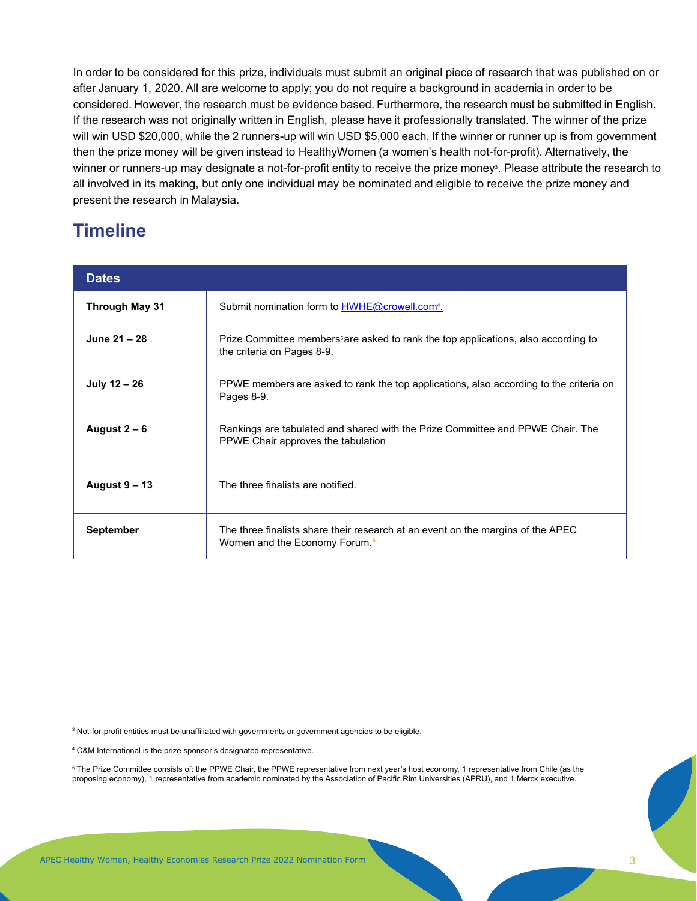In order to be considered for this prize, individuals must submit an original piece of research that was published on or after January 1, 2020. All are welcome to apply; you do not require a background in academia in order to be considered. However, the research must be evidence based. Furthermore, the research must be submitted in English. If the research was not originally written in English, please have it professionally translated. The winner of the prize will win USD $20,000, while the 2 runners-up will win USD $5,000 each. If the winner or runner up is from government then the prize money will be given instead to HealthyWomen (a women's health not-for-profit). Alternatively, the winner or runners-up may designate a not-for-profit entity to receive the prize money[3]. Please attribute the research to all involved in its making, but only one individual may be nominated and eligible to receive the prize money and present the research in Malaysia.

## Timeline

| Dates | |
|---|---|
| **Through May 31** | Submit nomination form to HWHE@crowell.com[4]. |
| **June 21 – 28** | Prize Committee members[5] are asked to rank the top applications, also according to the criteria on Pages 8-9. |
| **July 12 – 26** | PPWE members are asked to rank the top applications, also according to the criteria on Pages 8-9. |
| **August 2 – 6** | Rankings are tabulated and shared with the Prize Committee and PPWE Chair. The PPWE Chair approves the tabulation |
| **August 9 – 13** | The three finalists are notified. |
| **September** | The three finalists share their research at an event on the margins of the APEC Women and the Economy Forum.[6] |

[3] Not-for-profit entities must be unaffiliated with governments or government agencies to be eligible.

[4] C&M International is the prize sponsor's designated representative.

[5] The Prize Committee consists of: the PPWE Chair, the PPWE representative from next year's host economy, 1 representative from Chile (as the proposing economy), 1 representative from academic nominated by the Association of Pacific Rim Universities (APRU), and 1 Merck executive.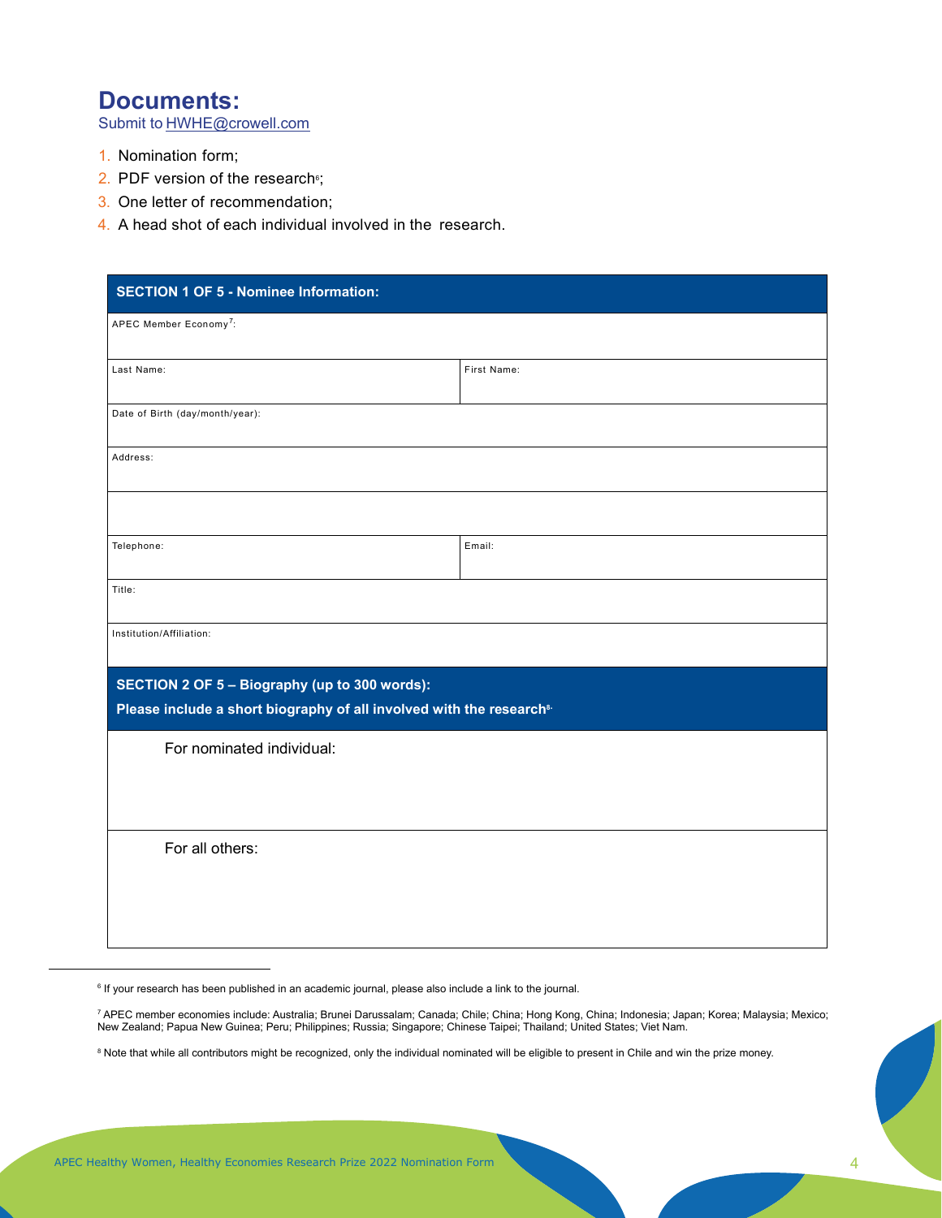## Documents:

Submit to HWHE@crowell.com

1. Nomination form;
2. PDF version of the research[6];
3. One letter of recommendation;
4. A head shot of each individual involved in the research.

| SECTION 1 OF 5 - Nominee Information: | |
|---|---|
| APEC Member Economy[7]: | |
| Last Name: | First Name: |
| Date of Birth (day/month/year): | |
| Address: | |
| | |
| Telephone: | Email: |
| Title: | |
| Institution/Affiliation: | |

| SECTION 2 OF 5 – Biography (up to 300 words): Please include a short biography of all involved with the research[8] |
|---|
| For nominated individual: |
| For all others: |

[6] If your research has been published in an academic journal, please also include a link to the journal.

[7] APEC member economies include: Australia; Brunei Darussalam; Canada; Chile; China; Hong Kong, China; Indonesia; Japan; Korea; Malaysia; Mexico; New Zealand; Papua New Guinea; Peru; Philippines; Russia; Singapore; Chinese Taipei; Thailand; United States; Viet Nam.

[8] Note that while all contributors might be recognized, only the individual nominated will be eligible to present in Chile and win the prize money.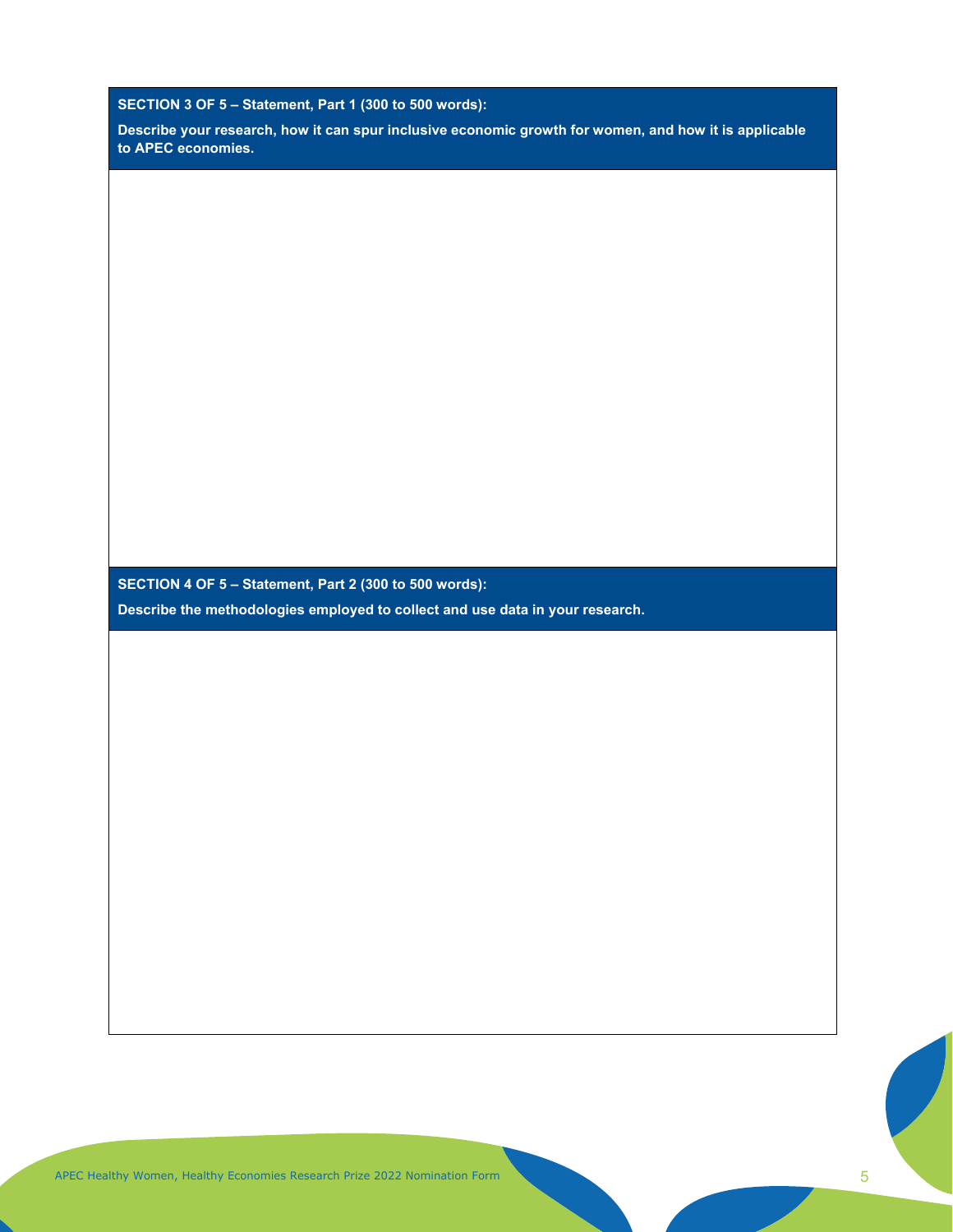**SECTION 3 OF 5 – Statement, Part 1 (300 to 500 words):**

**Describe your research, how it can spur inclusive economic growth for women, and how it is applicable to APEC economies.**

**SECTION 4 OF 5 – Statement, Part 2 (300 to 500 words):**

**Describe the methodologies employed to collect and use data in your research.**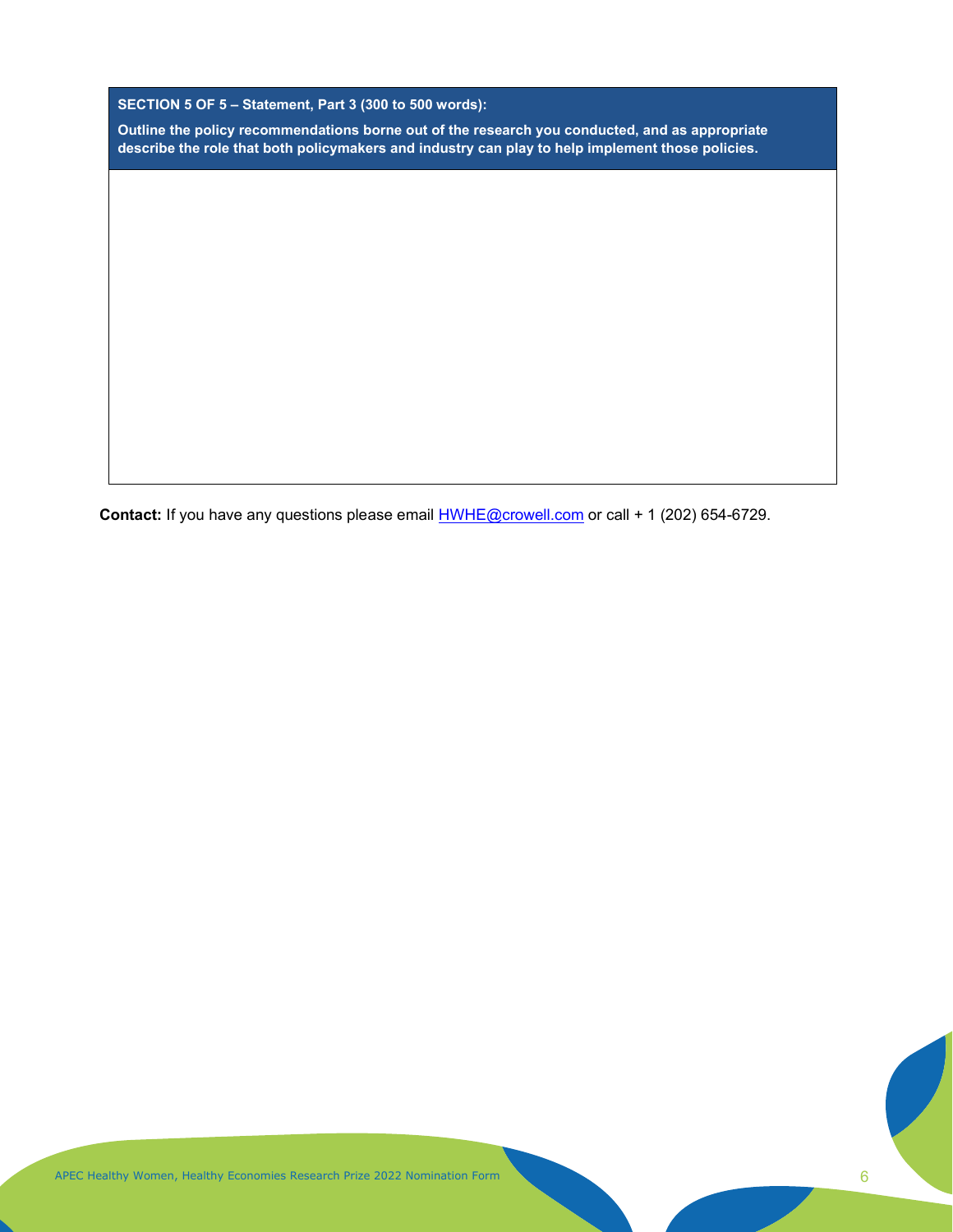| **SECTION 5 OF 5 – Statement, Part 3 (300 to 500 words):**<br><br>**Outline the policy recommendations borne out of the research you conducted, and as appropriate describe the role that both policymakers and industry can play to help implement those policies.** |
| --- |
| |

**Contact:** If you have any questions please email HWHE@crowell.com or call + 1 (202) 654-6729.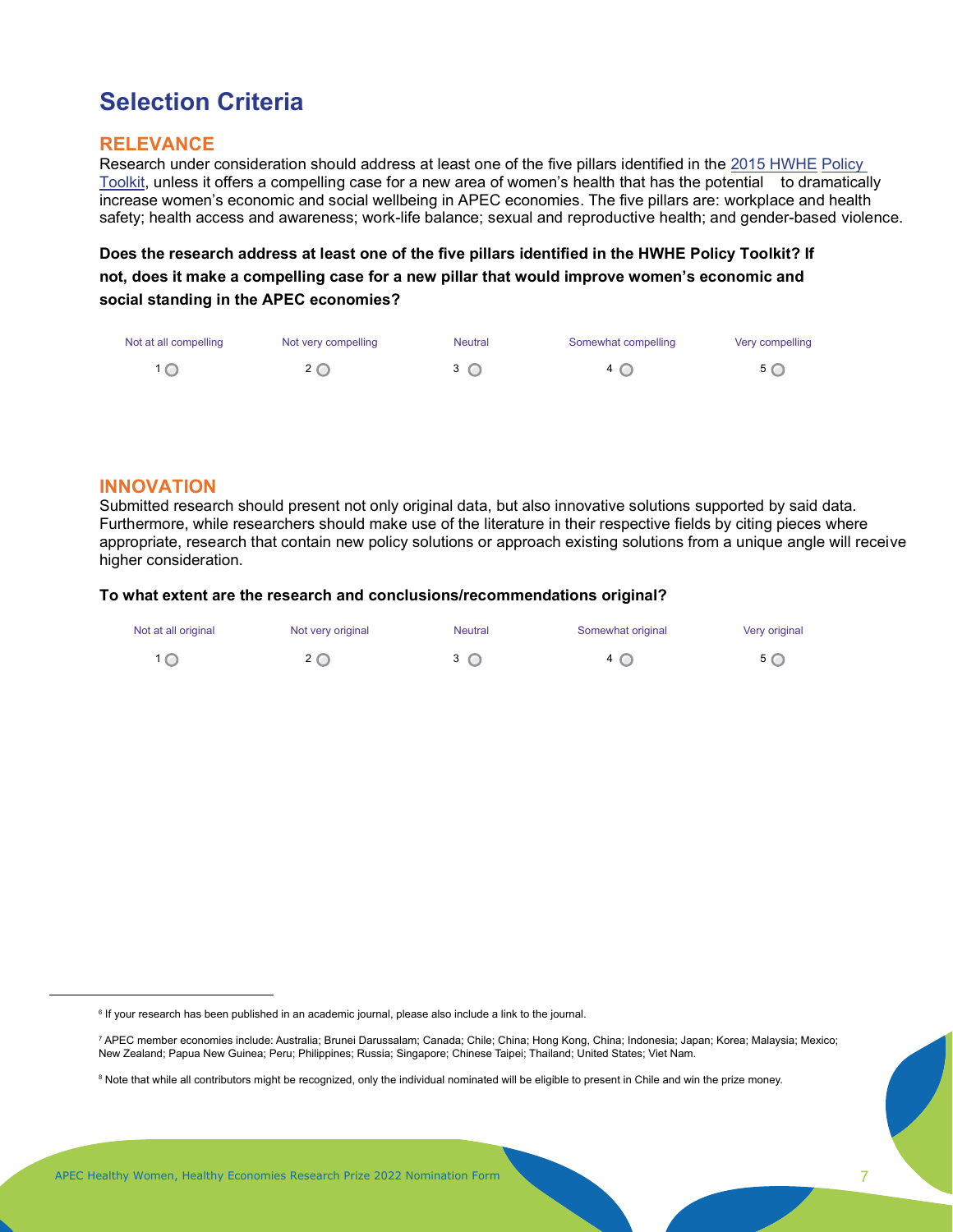# Selection Criteria

## RELEVANCE

Research under consideration should address at least one of the five pillars identified in the 2015 HWHE Policy Toolkit, unless it offers a compelling case for a new area of women's health that has the potential to dramatically increase women's economic and social wellbeing in APEC economies. The five pillars are: workplace and health safety; health access and awareness; work-life balance; sexual and reproductive health; and gender-based violence.

**Does the research address at least one of the five pillars identified in the HWHE Policy Toolkit? If not, does it make a compelling case for a new pillar that would improve women's economic and social standing in the APEC economies?**

| Not at all compelling | Not very compelling | Neutral | Somewhat compelling | Very compelling |
|---|---|---|---|---|
| 1 ○ | 2 ○ | 3 ○ | 4 ○ | 5 ○ |

## INNOVATION

Submitted research should present not only original data, but also innovative solutions supported by said data. Furthermore, while researchers should make use of the literature in their respective fields by citing pieces where appropriate, research that contain new policy solutions or approach existing solutions from a unique angle will receive higher consideration.

**To what extent are the research and conclusions/recommendations original?**

| Not at all original | Not very original | Neutral | Somewhat original | Very original |
|---|---|---|---|---|
| 1 ○ | 2 ○ | 3 ○ | 4 ○ | 5 ○ |

---

[6] If your research has been published in an academic journal, please also include a link to the journal.

[7] APEC member economies include: Australia; Brunei Darussalam; Canada; Chile; China; Hong Kong, China; Indonesia; Japan; Korea; Malaysia; Mexico; New Zealand; Papua New Guinea; Peru; Philippines; Russia; Singapore; Chinese Taipei; Thailand; United States; Viet Nam.

[8] Note that while all contributors might be recognized, only the individual nominated will be eligible to present in Chile and win the prize money.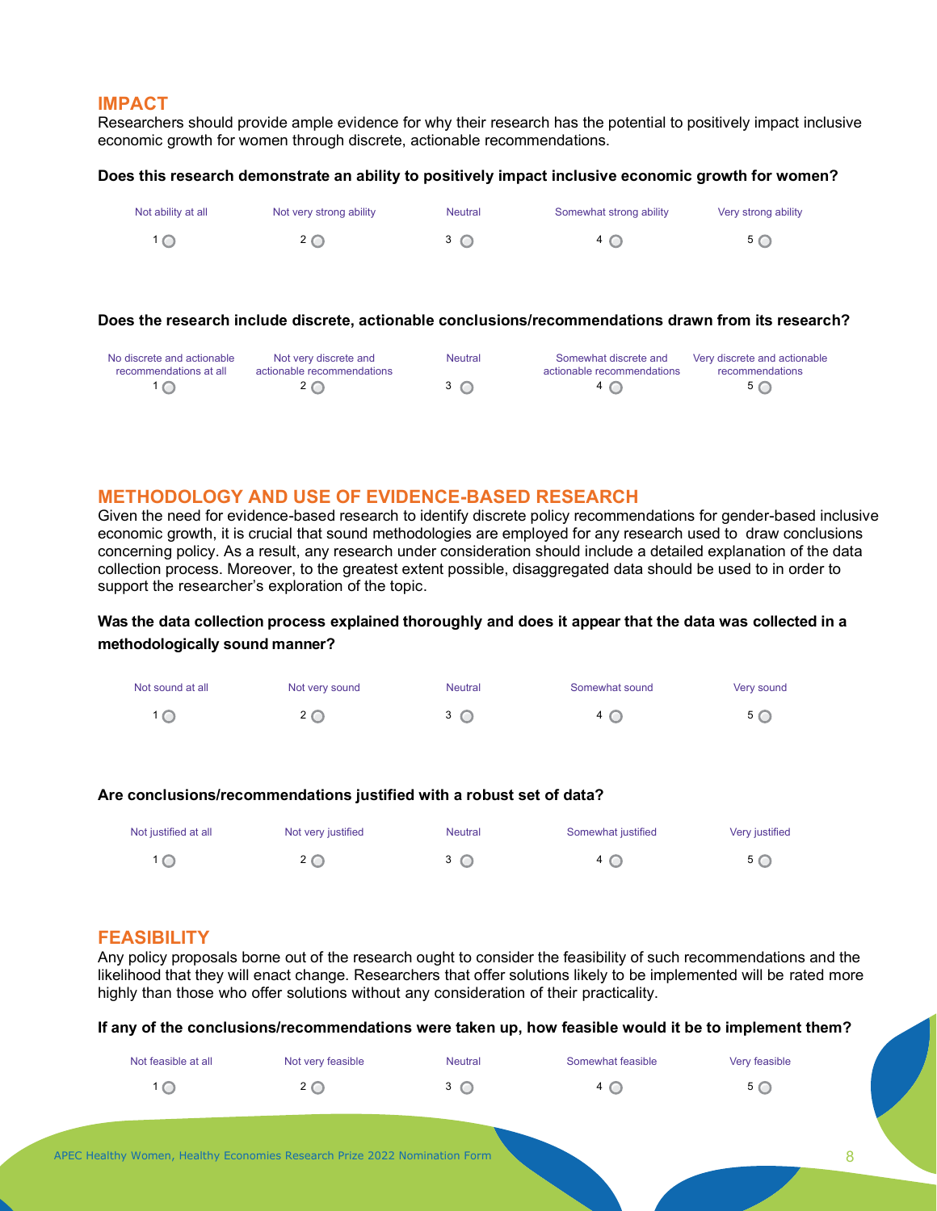## IMPACT

Researchers should provide ample evidence for why their research has the potential to positively impact inclusive economic growth for women through discrete, actionable recommendations.

**Does this research demonstrate an ability to positively impact inclusive economic growth for women?**

| Not ability at all | Not very strong ability | Neutral | Somewhat strong ability | Very strong ability |
|---|---|---|---|---|
| 1 ○ | 2 ○ | 3 ○ | 4 ○ | 5 ○ |

**Does the research include discrete, actionable conclusions/recommendations drawn from its research?**

| No discrete and actionable recommendations at all | Not very discrete and actionable recommendations | Neutral | Somewhat discrete and actionable recommendations | Very discrete and actionable recommendations |
|---|---|---|---|---|
| 1 ○ | 2 ○ | 3 ○ | 4 ○ | 5 ○ |

## METHODOLOGY AND USE OF EVIDENCE-BASED RESEARCH

Given the need for evidence-based research to identify discrete policy recommendations for gender-based inclusive economic growth, it is crucial that sound methodologies are employed for any research used to draw conclusions concerning policy. As a result, any research under consideration should include a detailed explanation of the data collection process. Moreover, to the greatest extent possible, disaggregated data should be used to in order to support the researcher's exploration of the topic.

**Was the data collection process explained thoroughly and does it appear that the data was collected in a methodologically sound manner?**

| Not sound at all | Not very sound | Neutral | Somewhat sound | Very sound |
|---|---|---|---|---|
| 1 ○ | 2 ○ | 3 ○ | 4 ○ | 5 ○ |

**Are conclusions/recommendations justified with a robust set of data?**

| Not justified at all | Not very justified | Neutral | Somewhat justified | Very justified |
|---|---|---|---|---|
| 1 ○ | 2 ○ | 3 ○ | 4 ○ | 5 ○ |

## FEASIBILITY

Any policy proposals borne out of the research ought to consider the feasibility of such recommendations and the likelihood that they will enact change. Researchers that offer solutions likely to be implemented will be rated more highly than those who offer solutions without any consideration of their practicality.

**If any of the conclusions/recommendations were taken up, how feasible would it be to implement them?**

| Not feasible at all | Not very feasible | Neutral | Somewhat feasible | Very feasible |
|---|---|---|---|---|
| 1 ○ | 2 ○ | 3 ○ | 4 ○ | 5 ○ |